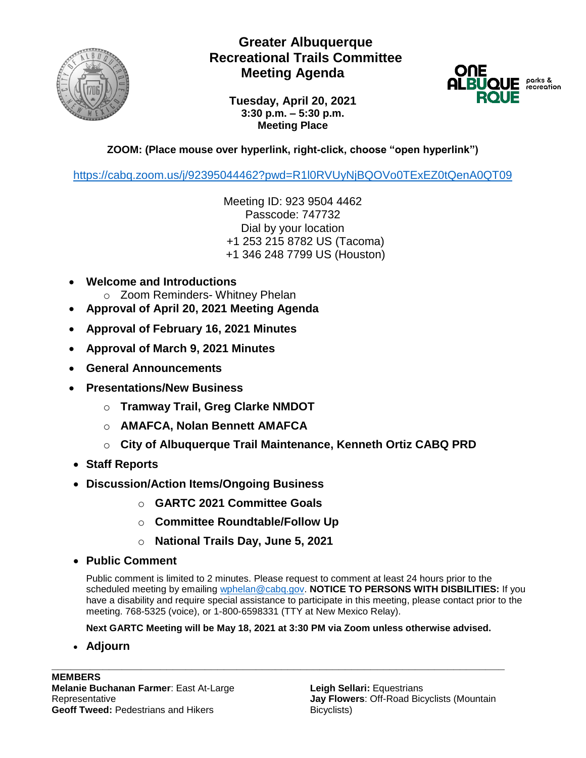# Greater Albuquerque Recreational Trails Committee Meeting Agenda

**Tuesday, April 20, 2021**
**3:30 p.m. – 5:30 p.m.**
**Meeting Place**

**ZOOM: (Place mouse over hyperlink, right-click, choose "open hyperlink")**

https://cabq.zoom.us/j/92395044462?pwd=R1l0RVUyNjBQOVo0TExEZ0tQenA0QT09

Meeting ID: 923 9504 4462
Passcode: 747732
Dial by your location
+1 253 215 8782 US (Tacoma)
+1 346 248 7799 US (Houston)

- **Welcome and Introductions**
  - Zoom Reminders- Whitney Phelan
- **Approval of April 20, 2021 Meeting Agenda**
- **Approval of February 16, 2021 Minutes**
- **Approval of March 9, 2021 Minutes**
- **General Announcements**
- **Presentations/New Business**
  - **Tramway Trail, Greg Clarke NMDOT**
  - **AMAFCA, Nolan Bennett AMAFCA**
  - **City of Albuquerque Trail Maintenance, Kenneth Ortiz CABQ PRD**
- **Staff Reports**
- **Discussion/Action Items/Ongoing Business**
  - **GARTC 2021 Committee Goals**
  - **Committee Roundtable/Follow Up**
  - **National Trails Day, June 5, 2021**
- **Public Comment**

  Public comment is limited to 2 minutes. Please request to comment at least 24 hours prior to the scheduled meeting by emailing wphelan@cabq.gov. **NOTICE TO PERSONS WITH DISBILITIES:** If you have a disability and require special assistance to participate in this meeting, please contact prior to the meeting. 768-5325 (voice), or 1-800-6598331 (TTY at New Mexico Relay).

  **Next GARTC Meeting will be May 18, 2021 at 3:30 PM via Zoom unless otherwise advised.**

- **Adjourn**

---

**MEMBERS**
**Melanie Buchanan Farmer**: East At-Large Representative
**Geoff Tweed:** Pedestrians and Hikers
**Leigh Sellari:** Equestrians
**Jay Flowers**: Off-Road Bicyclists (Mountain Bicyclists)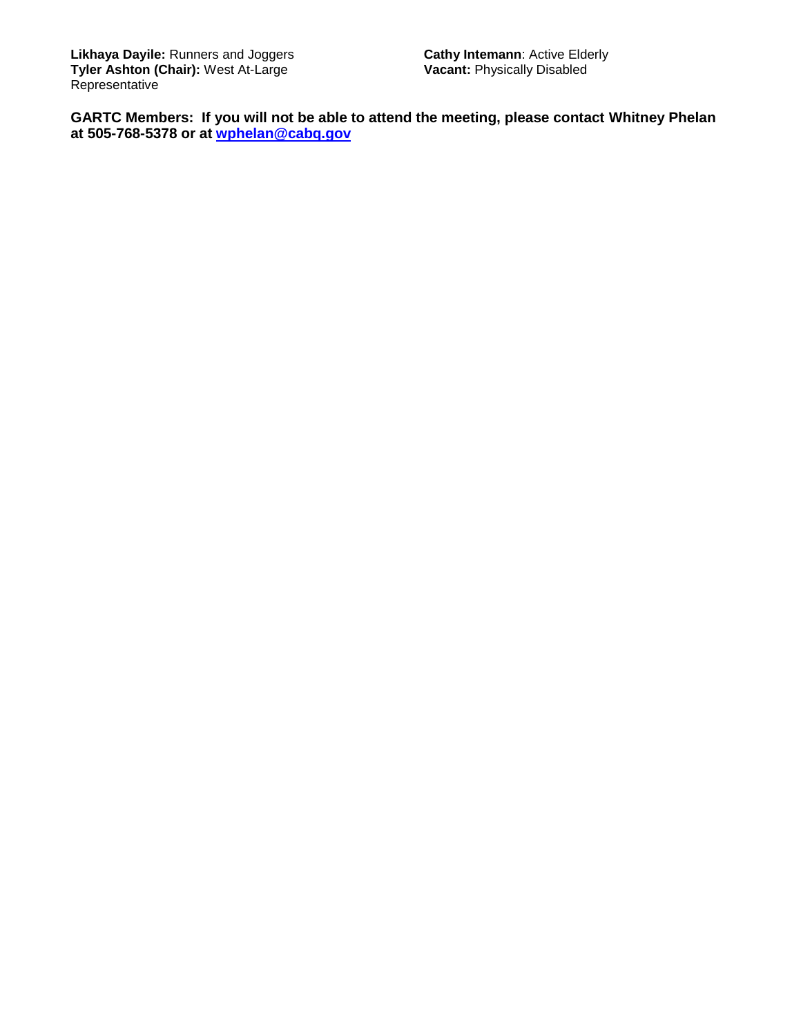**Likhaya Dayile:** Runners and Joggers
**Tyler Ashton (Chair):** West At-Large Representative
**Cathy Intemann**: Active Elderly
**Vacant:** Physically Disabled

**GARTC Members: If you will not be able to attend the meeting, please contact Whitney Phelan at 505-768-5378 or at [wphelan@cabq.gov](mailto:wphelan@cabq.gov)**